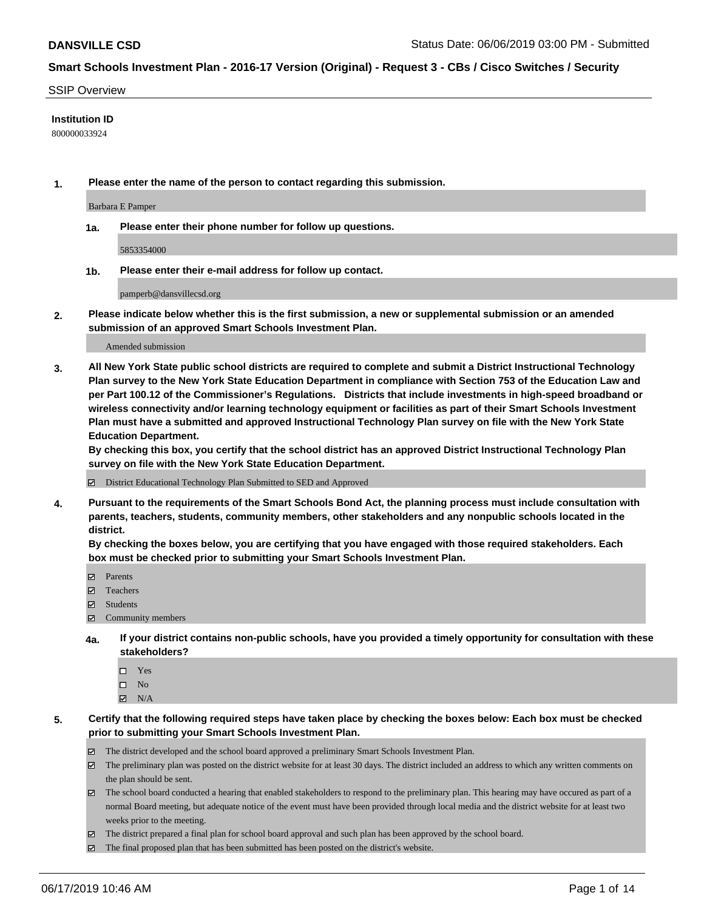**DANSVILLE CSD** Status Date: 06/06/2019 03:00 PM - Submitted

**Smart Schools Investment Plan - 2016-17 Version (Original) - Request 3 - CBs / Cisco Switches / Security**

SSIP Overview

**Institution ID**

800000033924

**1. Please enter the name of the person to contact regarding this submission.**

Barbara E Pamper

**1a. Please enter their phone number for follow up questions.**

5853354000

**1b. Please enter their e-mail address for follow up contact.**

pamperb@dansvillecsd.org

**2. Please indicate below whether this is the first submission, a new or supplemental submission or an amended submission of an approved Smart Schools Investment Plan.**

Amended submission

**3. All New York State public school districts are required to complete and submit a District Instructional Technology Plan survey to the New York State Education Department in compliance with Section 753 of the Education Law and per Part 100.12 of the Commissioner's Regulations. Districts that include investments in high-speed broadband or wireless connectivity and/or learning technology equipment or facilities as part of their Smart Schools Investment Plan must have a submitted and approved Instructional Technology Plan survey on file with the New York State Education Department.**

**By checking this box, you certify that the school district has an approved District Instructional Technology Plan survey on file with the New York State Education Department.**

- ☑ District Educational Technology Plan Submitted to SED and Approved

**4. Pursuant to the requirements of the Smart Schools Bond Act, the planning process must include consultation with parents, teachers, students, community members, other stakeholders and any nonpublic schools located in the district.**

**By checking the boxes below, you are certifying that you have engaged with those required stakeholders. Each box must be checked prior to submitting your Smart Schools Investment Plan.**

- ☑ Parents
- ☑ Teachers
- ☑ Students
- ☑ Community members

**4a. If your district contains non-public schools, have you provided a timely opportunity for consultation with these stakeholders?**

- ☐ Yes
- ☐ No
- ☑ N/A

**5. Certify that the following required steps have taken place by checking the boxes below: Each box must be checked prior to submitting your Smart Schools Investment Plan.**

- ☑ The district developed and the school board approved a preliminary Smart Schools Investment Plan.
- ☑ The preliminary plan was posted on the district website for at least 30 days. The district included an address to which any written comments on the plan should be sent.
- ☑ The school board conducted a hearing that enabled stakeholders to respond to the preliminary plan. This hearing may have occured as part of a normal Board meeting, but adequate notice of the event must have been provided through local media and the district website for at least two weeks prior to the meeting.
- ☑ The district prepared a final plan for school board approval and such plan has been approved by the school board.
- ☑ The final proposed plan that has been submitted has been posted on the district's website.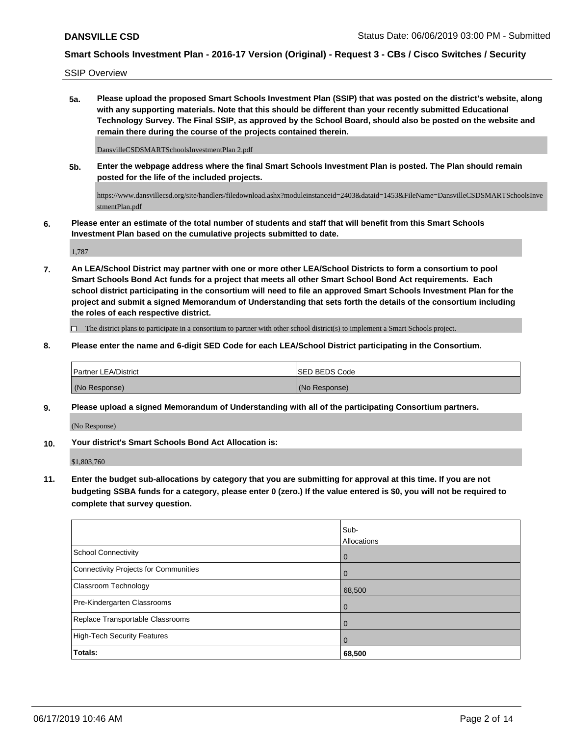SSIP Overview

**5a. Please upload the proposed Smart Schools Investment Plan (SSIP) that was posted on the district's website, along with any supporting materials. Note that this should be different than your recently submitted Educational Technology Survey. The Final SSIP, as approved by the School Board, should also be posted on the website and remain there during the course of the projects contained therein.**

DansvilleCSDSMARTSchoolsInvestmentPlan 2.pdf

**5b. Enter the webpage address where the final Smart Schools Investment Plan is posted. The Plan should remain posted for the life of the included projects.**

https://www.dansvillecsd.org/site/handlers/filedownload.ashx?moduleinstanceid=2403&dataid=1453&FileName=DansvilleCSDSMARTSchoolsInvestmentPlan.pdf

**6. Please enter an estimate of the total number of students and staff that will benefit from this Smart Schools Investment Plan based on the cumulative projects submitted to date.**

1,787

**7. An LEA/School District may partner with one or more other LEA/School Districts to form a consortium to pool Smart Schools Bond Act funds for a project that meets all other Smart School Bond Act requirements. Each school district participating in the consortium will need to file an approved Smart Schools Investment Plan for the project and submit a signed Memorandum of Understanding that sets forth the details of the consortium including the roles of each respective district.**

☐ The district plans to participate in a consortium to partner with other school district(s) to implement a Smart Schools project.

**8. Please enter the name and 6-digit SED Code for each LEA/School District participating in the Consortium.**

| Partner LEA/District | SED BEDS Code |
| --- | --- |
| (No Response) | (No Response) |

**9. Please upload a signed Memorandum of Understanding with all of the participating Consortium partners.**

(No Response)

**10. Your district's Smart Schools Bond Act Allocation is:**

$1,803,760

**11. Enter the budget sub-allocations by category that you are submitting for approval at this time. If you are not budgeting SSBA funds for a category, please enter 0 (zero.) If the value entered is $0, you will not be required to complete that survey question.**

| | Sub-Allocations |
| --- | --- |
| School Connectivity | 0 |
| Connectivity Projects for Communities | 0 |
| Classroom Technology | 68,500 |
| Pre-Kindergarten Classrooms | 0 |
| Replace Transportable Classrooms | 0 |
| High-Tech Security Features | 0 |
| **Totals:** | **68,500** |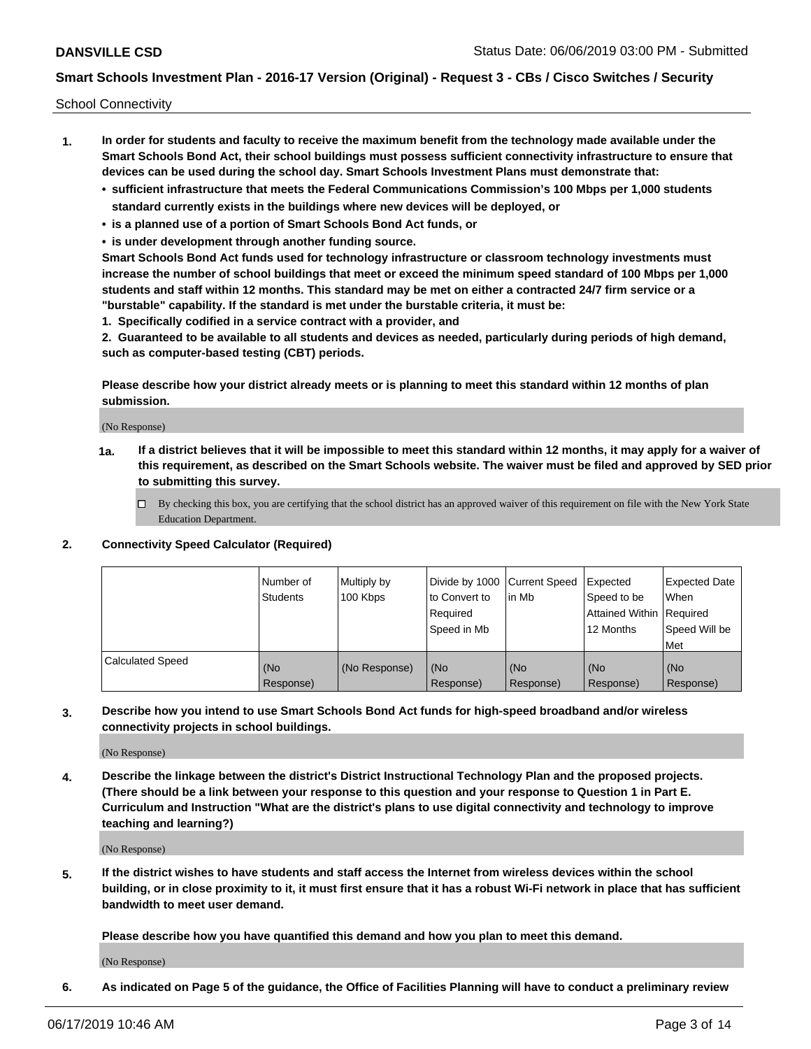School Connectivity

1. **In order for students and faculty to receive the maximum benefit from the technology made available under the Smart Schools Bond Act, their school buildings must possess sufficient connectivity infrastructure to ensure that devices can be used during the school day. Smart Schools Investment Plans must demonstrate that:**
   - **sufficient infrastructure that meets the Federal Communications Commission's 100 Mbps per 1,000 students standard currently exists in the buildings where new devices will be deployed, or**
   - **is a planned use of a portion of Smart Schools Bond Act funds, or**
   - **is under development through another funding source.**

   **Smart Schools Bond Act funds used for technology infrastructure or classroom technology investments must increase the number of school buildings that meet or exceed the minimum speed standard of 100 Mbps per 1,000 students and staff within 12 months. This standard may be met on either a contracted 24/7 firm service or a "burstable" capability. If the standard is met under the burstable criteria, it must be:**

   **1. Specifically codified in a service contract with a provider, and**

   **2. Guaranteed to be available to all students and devices as needed, particularly during periods of high demand, such as computer-based testing (CBT) periods.**

   **Please describe how your district already meets or is planning to meet this standard within 12 months of plan submission.**

   (No Response)

   **1a. If a district believes that it will be impossible to meet this standard within 12 months, it may apply for a waiver of this requirement, as described on the Smart Schools website. The waiver must be filed and approved by SED prior to submitting this survey.**

   ☐ By checking this box, you are certifying that the school district has an approved waiver of this requirement on file with the New York State Education Department.

2. **Connectivity Speed Calculator (Required)**

| | Number of Students | Multiply by 100 Kbps | Divide by 1000 to Convert to Required Speed in Mb | Current Speed in Mb | Expected Speed to be Attained Within 12 Months | Expected Date When Required Speed Will be Met |
|---|---|---|---|---|---|---|
| Calculated Speed | (No Response) | (No Response) | (No Response) | (No Response) | (No Response) | (No Response) |

3. **Describe how you intend to use Smart Schools Bond Act funds for high-speed broadband and/or wireless connectivity projects in school buildings.**

   (No Response)

4. **Describe the linkage between the district's District Instructional Technology Plan and the proposed projects. (There should be a link between your response to this question and your response to Question 1 in Part E. Curriculum and Instruction "What are the district's plans to use digital connectivity and technology to improve teaching and learning?)**

   (No Response)

5. **If the district wishes to have students and staff access the Internet from wireless devices within the school building, or in close proximity to it, it must first ensure that it has a robust Wi-Fi network in place that has sufficient bandwidth to meet user demand.**

   **Please describe how you have quantified this demand and how you plan to meet this demand.**

   (No Response)

6. **As indicated on Page 5 of the guidance, the Office of Facilities Planning will have to conduct a preliminary review**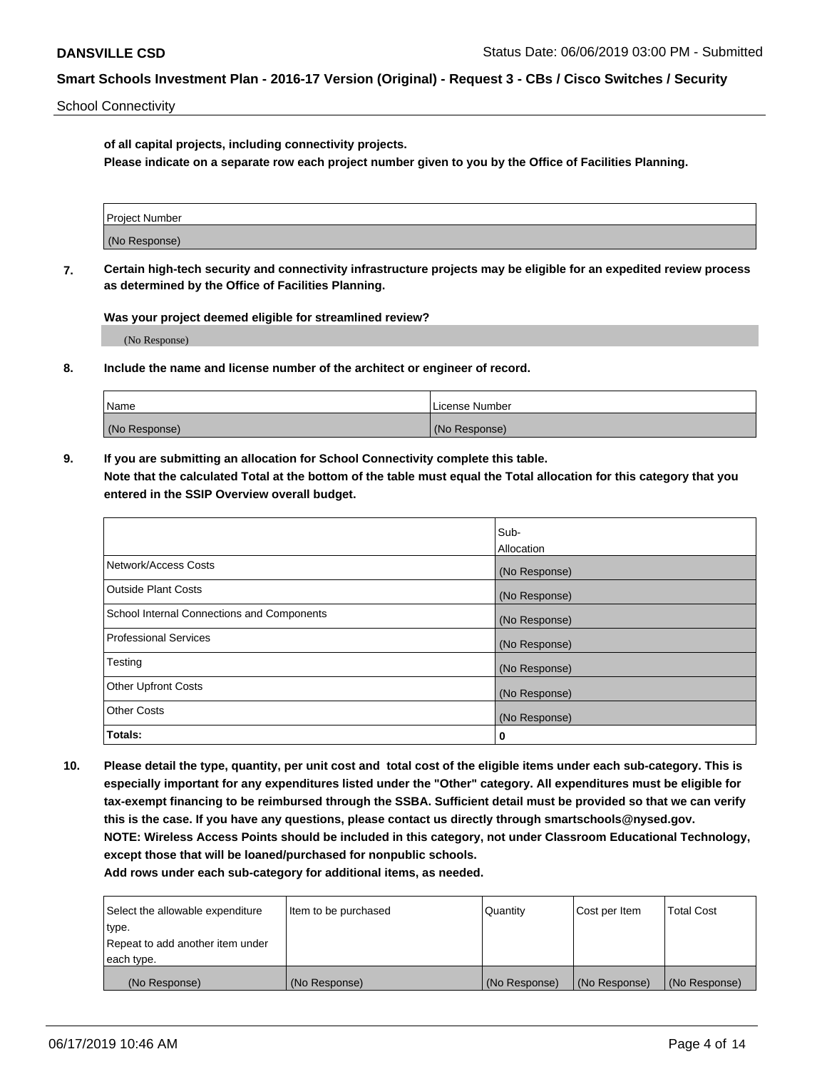School Connectivity

**of all capital projects, including connectivity projects.**
**Please indicate on a separate row each project number given to you by the Office of Facilities Planning.**

| Project Number |
|---|
| (No Response) |

**7. Certain high-tech security and connectivity infrastructure projects may be eligible for an expedited review process as determined by the Office of Facilities Planning.**

**Was your project deemed eligible for streamlined review?**

(No Response)

**8. Include the name and license number of the architect or engineer of record.**

| Name | License Number |
|---|---|
| (No Response) | (No Response) |

**9. If you are submitting an allocation for School Connectivity complete this table.**
**Note that the calculated Total at the bottom of the table must equal the Total allocation for this category that you entered in the SSIP Overview overall budget.**

| | Sub-Allocation |
|---|---|
| Network/Access Costs | (No Response) |
| Outside Plant Costs | (No Response) |
| School Internal Connections and Components | (No Response) |
| Professional Services | (No Response) |
| Testing | (No Response) |
| Other Upfront Costs | (No Response) |
| Other Costs | (No Response) |
| **Totals:** | 0 |

**10. Please detail the type, quantity, per unit cost and total cost of the eligible items under each sub-category. This is especially important for any expenditures listed under the "Other" category. All expenditures must be eligible for tax-exempt financing to be reimbursed through the SSBA. Sufficient detail must be provided so that we can verify this is the case. If you have any questions, please contact us directly through smartschools@nysed.gov.**
**NOTE: Wireless Access Points should be included in this category, not under Classroom Educational Technology, except those that will be loaned/purchased for nonpublic schools.**
**Add rows under each sub-category for additional items, as needed.**

| Select the allowable expenditure type. Repeat to add another item under each type. | Item to be purchased | Quantity | Cost per Item | Total Cost |
|---|---|---|---|---|
| (No Response) | (No Response) | (No Response) | (No Response) | (No Response) |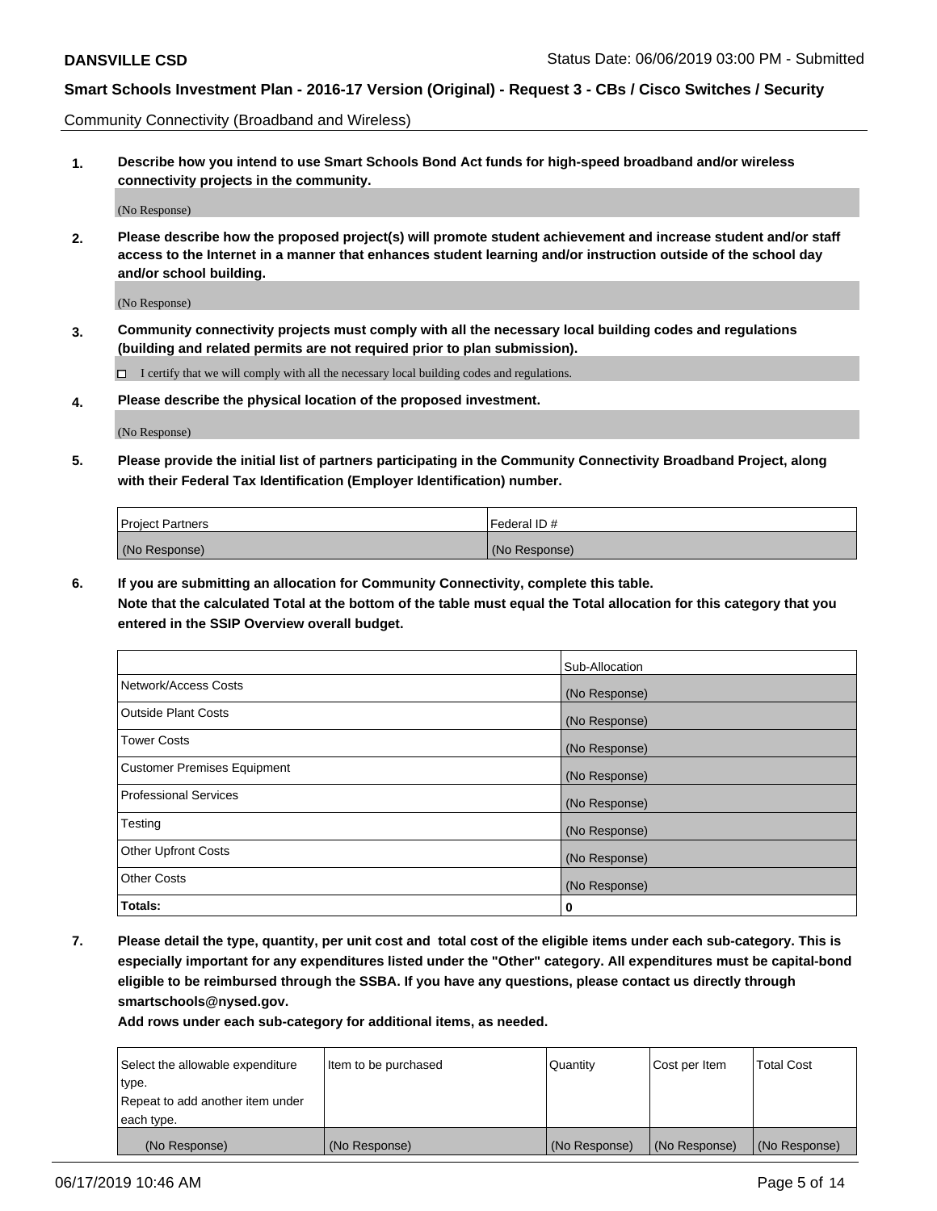Community Connectivity (Broadband and Wireless)

**1. Describe how you intend to use Smart Schools Bond Act funds for high-speed broadband and/or wireless connectivity projects in the community.**

(No Response)

**2. Please describe how the proposed project(s) will promote student achievement and increase student and/or staff access to the Internet in a manner that enhances student learning and/or instruction outside of the school day and/or school building.**

(No Response)

**3. Community connectivity projects must comply with all the necessary local building codes and regulations (building and related permits are not required prior to plan submission).**

☐ I certify that we will comply with all the necessary local building codes and regulations.

**4. Please describe the physical location of the proposed investment.**

(No Response)

**5. Please provide the initial list of partners participating in the Community Connectivity Broadband Project, along with their Federal Tax Identification (Employer Identification) number.**

| Project Partners | Federal ID # |
|---|---|
| (No Response) | (No Response) |

**6. If you are submitting an allocation for Community Connectivity, complete this table.**
**Note that the calculated Total at the bottom of the table must equal the Total allocation for this category that you entered in the SSIP Overview overall budget.**

| | Sub-Allocation |
|---|---|
| Network/Access Costs | (No Response) |
| Outside Plant Costs | (No Response) |
| Tower Costs | (No Response) |
| Customer Premises Equipment | (No Response) |
| Professional Services | (No Response) |
| Testing | (No Response) |
| Other Upfront Costs | (No Response) |
| Other Costs | (No Response) |
| **Totals:** | **0** |

**7. Please detail the type, quantity, per unit cost and total cost of the eligible items under each sub-category. This is especially important for any expenditures listed under the "Other" category. All expenditures must be capital-bond eligible to be reimbursed through the SSBA. If you have any questions, please contact us directly through smartschools@nysed.gov.**
**Add rows under each sub-category for additional items, as needed.**

| Select the allowable expenditure type. Repeat to add another item under each type. | Item to be purchased | Quantity | Cost per Item | Total Cost |
|---|---|---|---|---|
| (No Response) | (No Response) | (No Response) | (No Response) | (No Response) |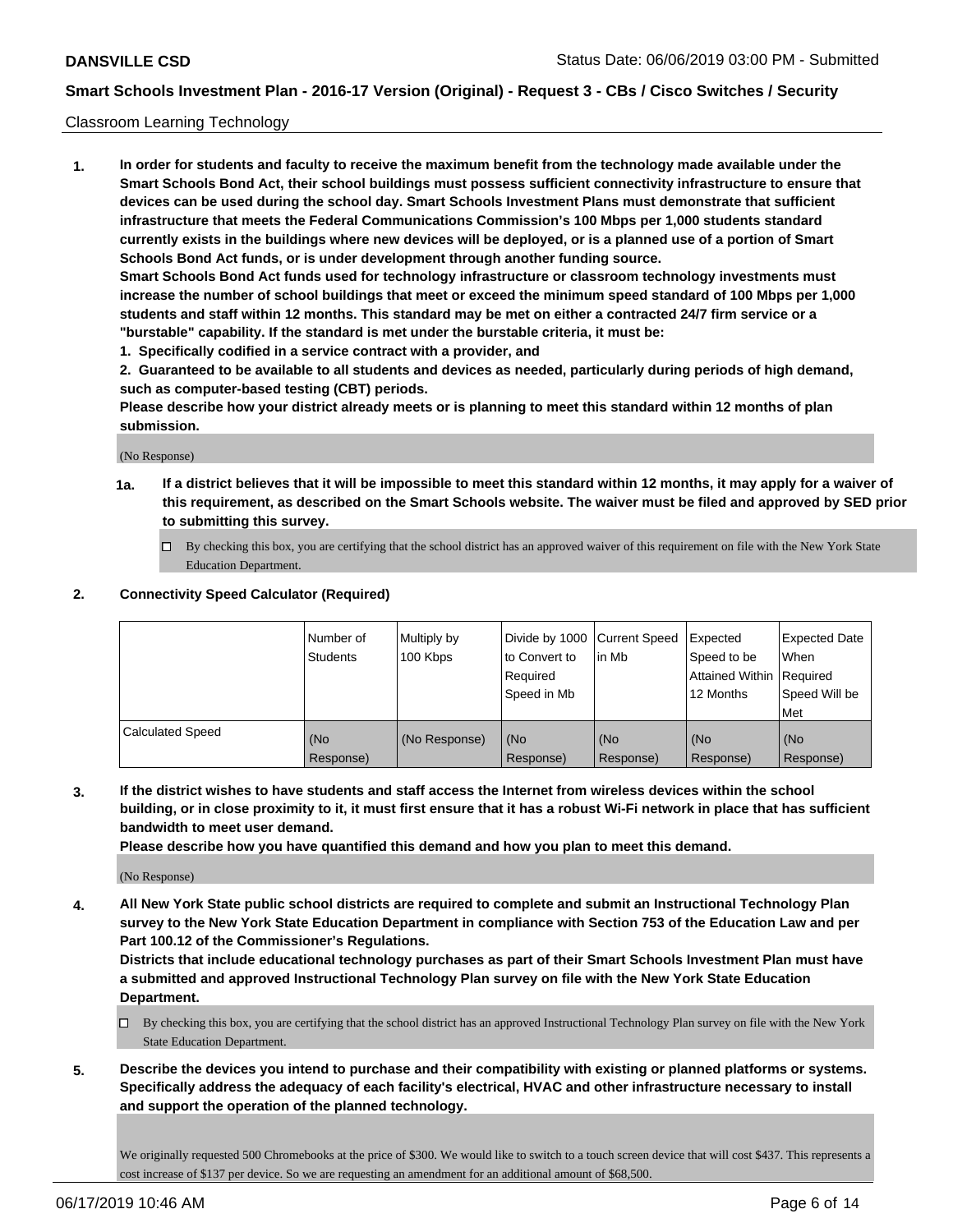Classroom Learning Technology

1. **In order for students and faculty to receive the maximum benefit from the technology made available under the Smart Schools Bond Act, their school buildings must possess sufficient connectivity infrastructure to ensure that devices can be used during the school day. Smart Schools Investment Plans must demonstrate that sufficient infrastructure that meets the Federal Communications Commission's 100 Mbps per 1,000 students standard currently exists in the buildings where new devices will be deployed, or is a planned use of a portion of Smart Schools Bond Act funds, or is under development through another funding source.**
   **Smart Schools Bond Act funds used for technology infrastructure or classroom technology investments must increase the number of school buildings that meet or exceed the minimum speed standard of 100 Mbps per 1,000 students and staff within 12 months. This standard may be met on either a contracted 24/7 firm service or a "burstable" capability. If the standard is met under the burstable criteria, it must be:**
   **1. Specifically codified in a service contract with a provider, and**
   **2. Guaranteed to be available to all students and devices as needed, particularly during periods of high demand, such as computer-based testing (CBT) periods.**
   **Please describe how your district already meets or is planning to meet this standard within 12 months of plan submission.**

   (No Response)

   **1a. If a district believes that it will be impossible to meet this standard within 12 months, it may apply for a waiver of this requirement, as described on the Smart Schools website. The waiver must be filed and approved by SED prior to submitting this survey.**

   ☐ By checking this box, you are certifying that the school district has an approved waiver of this requirement on file with the New York State Education Department.

2. **Connectivity Speed Calculator (Required)**

| | Number of Students | Multiply by 100 Kbps | Divide by 1000 to Convert to Required Speed in Mb | Current Speed in Mb | Expected Speed to be Attained Within 12 Months | Expected Date When Required Speed Will be Met |
|---|---|---|---|---|---|---|
| Calculated Speed | (No Response) | (No Response) | (No Response) | (No Response) | (No Response) | (No Response) |

3. **If the district wishes to have students and staff access the Internet from wireless devices within the school building, or in close proximity to it, it must first ensure that it has a robust Wi-Fi network in place that has sufficient bandwidth to meet user demand.**
   **Please describe how you have quantified this demand and how you plan to meet this demand.**

   (No Response)

4. **All New York State public school districts are required to complete and submit an Instructional Technology Plan survey to the New York State Education Department in compliance with Section 753 of the Education Law and per Part 100.12 of the Commissioner's Regulations.**
   **Districts that include educational technology purchases as part of their Smart Schools Investment Plan must have a submitted and approved Instructional Technology Plan survey on file with the New York State Education Department.**

   ☐ By checking this box, you are certifying that the school district has an approved Instructional Technology Plan survey on file with the New York State Education Department.

5. **Describe the devices you intend to purchase and their compatibility with existing or planned platforms or systems. Specifically address the adequacy of each facility's electrical, HVAC and other infrastructure necessary to install and support the operation of the planned technology.**

   We originally requested 500 Chromebooks at the price of $300. We would like to switch to a touch screen device that will cost $437. This represents a cost increase of $137 per device. So we are requesting an amendment for an additional amount of $68,500.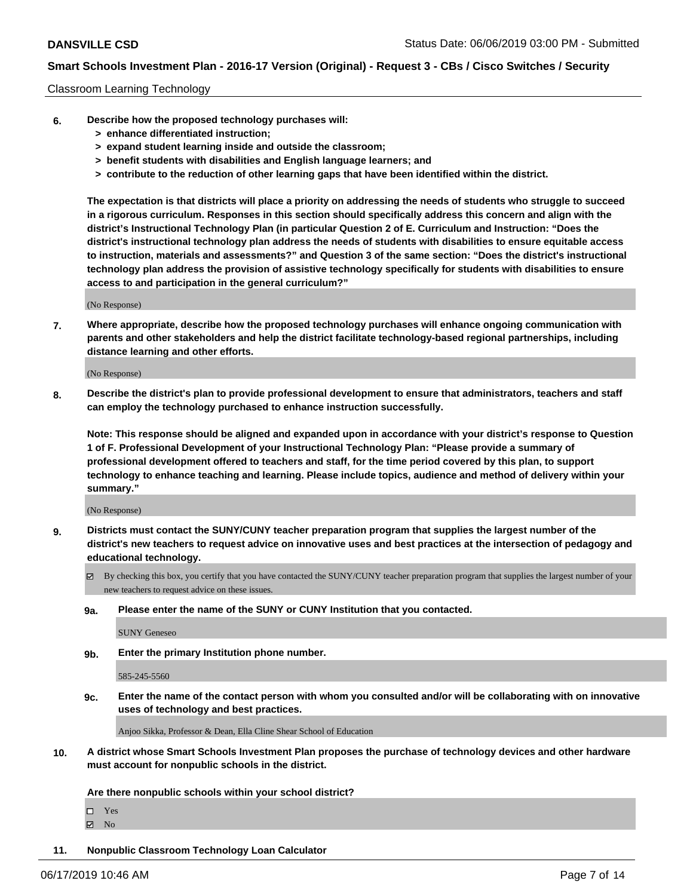Classroom Learning Technology

**6. Describe how the proposed technology purchases will:**
**> enhance differentiated instruction;**
**> expand student learning inside and outside the classroom;**
**> benefit students with disabilities and English language learners; and**
**> contribute to the reduction of other learning gaps that have been identified within the district.**

**The expectation is that districts will place a priority on addressing the needs of students who struggle to succeed in a rigorous curriculum. Responses in this section should specifically address this concern and align with the district's Instructional Technology Plan (in particular Question 2 of E. Curriculum and Instruction: "Does the district's instructional technology plan address the needs of students with disabilities to ensure equitable access to instruction, materials and assessments?" and Question 3 of the same section: "Does the district's instructional technology plan address the provision of assistive technology specifically for students with disabilities to ensure access to and participation in the general curriculum?"**

(No Response)

**7. Where appropriate, describe how the proposed technology purchases will enhance ongoing communication with parents and other stakeholders and help the district facilitate technology-based regional partnerships, including distance learning and other efforts.**

(No Response)

**8. Describe the district's plan to provide professional development to ensure that administrators, teachers and staff can employ the technology purchased to enhance instruction successfully.**

**Note: This response should be aligned and expanded upon in accordance with your district's response to Question 1 of F. Professional Development of your Instructional Technology Plan: "Please provide a summary of professional development offered to teachers and staff, for the time period covered by this plan, to support technology to enhance teaching and learning. Please include topics, audience and method of delivery within your summary."**

(No Response)

**9. Districts must contact the SUNY/CUNY teacher preparation program that supplies the largest number of the district's new teachers to request advice on innovative uses and best practices at the intersection of pedagogy and educational technology.**

☑ By checking this box, you certify that you have contacted the SUNY/CUNY teacher preparation program that supplies the largest number of your new teachers to request advice on these issues.

**9a. Please enter the name of the SUNY or CUNY Institution that you contacted.**

SUNY Geneseo

**9b. Enter the primary Institution phone number.**

585-245-5560

**9c. Enter the name of the contact person with whom you consulted and/or will be collaborating with on innovative uses of technology and best practices.**

Anjoo Sikka, Professor & Dean, Ella Cline Shear School of Education

**10. A district whose Smart Schools Investment Plan proposes the purchase of technology devices and other hardware must account for nonpublic schools in the district.**

**Are there nonpublic schools within your school district?**

☐ Yes
☑ No

**11. Nonpublic Classroom Technology Loan Calculator**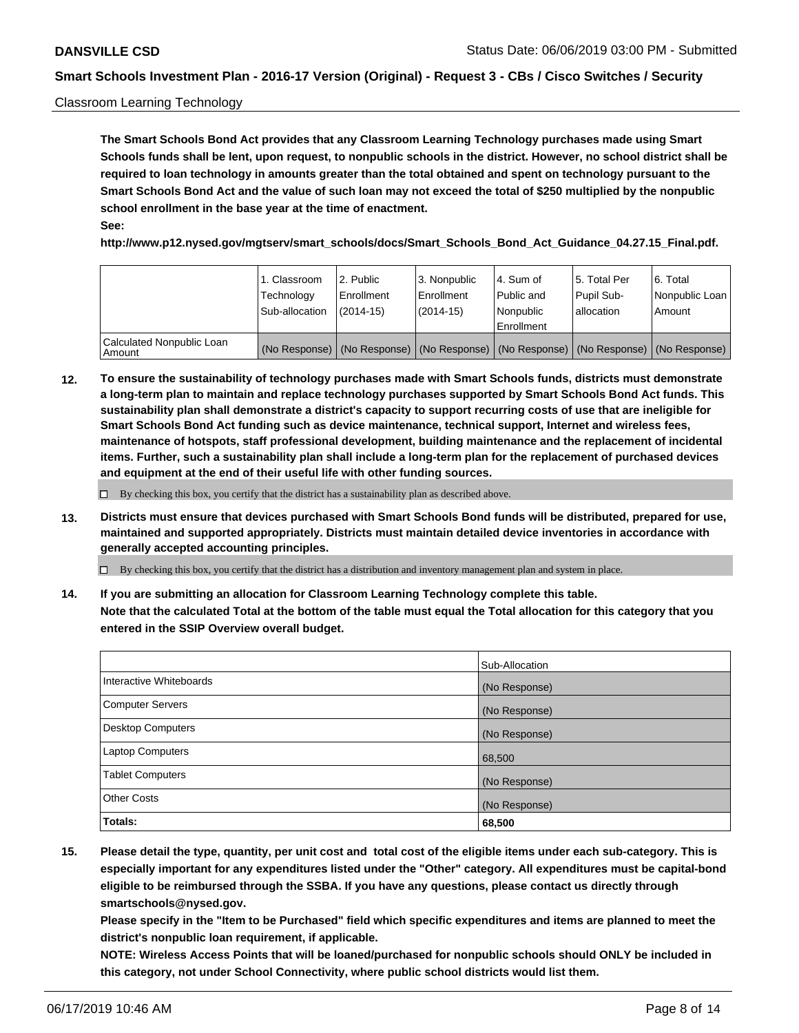Classroom Learning Technology

**The Smart Schools Bond Act provides that any Classroom Learning Technology purchases made using Smart Schools funds shall be lent, upon request, to nonpublic schools in the district. However, no school district shall be required to loan technology in amounts greater than the total obtained and spent on technology pursuant to the Smart Schools Bond Act and the value of such loan may not exceed the total of $250 multiplied by the nonpublic school enrollment in the base year at the time of enactment.**

**See:**

**http://www.p12.nysed.gov/mgtserv/smart_schools/docs/Smart_Schools_Bond_Act_Guidance_04.27.15_Final.pdf.**

| | 1. Classroom Technology Sub-allocation | 2. Public Enrollment (2014-15) | 3. Nonpublic Enrollment (2014-15) | 4. Sum of Public and Nonpublic Enrollment | 5. Total Per Pupil Sub-allocation | 6. Total Nonpublic Loan Amount |
|---|---|---|---|---|---|---|
| Calculated Nonpublic Loan Amount | (No Response) | (No Response) | (No Response) | (No Response) | (No Response) | (No Response) |

**12. To ensure the sustainability of technology purchases made with Smart Schools funds, districts must demonstrate a long-term plan to maintain and replace technology purchases supported by Smart Schools Bond Act funds. This sustainability plan shall demonstrate a district's capacity to support recurring costs of use that are ineligible for Smart Schools Bond Act funding such as device maintenance, technical support, Internet and wireless fees, maintenance of hotspots, staff professional development, building maintenance and the replacement of incidental items. Further, such a sustainability plan shall include a long-term plan for the replacement of purchased devices and equipment at the end of their useful life with other funding sources.**

☐ By checking this box, you certify that the district has a sustainability plan as described above.

**13. Districts must ensure that devices purchased with Smart Schools Bond funds will be distributed, prepared for use, maintained and supported appropriately. Districts must maintain detailed device inventories in accordance with generally accepted accounting principles.**

☐ By checking this box, you certify that the district has a distribution and inventory management plan and system in place.

**14. If you are submitting an allocation for Classroom Learning Technology complete this table. Note that the calculated Total at the bottom of the table must equal the Total allocation for this category that you entered in the SSIP Overview overall budget.**

| | Sub-Allocation |
|---|---|
| Interactive Whiteboards | (No Response) |
| Computer Servers | (No Response) |
| Desktop Computers | (No Response) |
| Laptop Computers | 68,500 |
| Tablet Computers | (No Response) |
| Other Costs | (No Response) |
| **Totals:** | **68,500** |

**15. Please detail the type, quantity, per unit cost and total cost of the eligible items under each sub-category. This is especially important for any expenditures listed under the "Other" category. All expenditures must be capital-bond eligible to be reimbursed through the SSBA. If you have any questions, please contact us directly through smartschools@nysed.gov.**

**Please specify in the "Item to be Purchased" field which specific expenditures and items are planned to meet the district's nonpublic loan requirement, if applicable.**

**NOTE: Wireless Access Points that will be loaned/purchased for nonpublic schools should ONLY be included in this category, not under School Connectivity, where public school districts would list them.**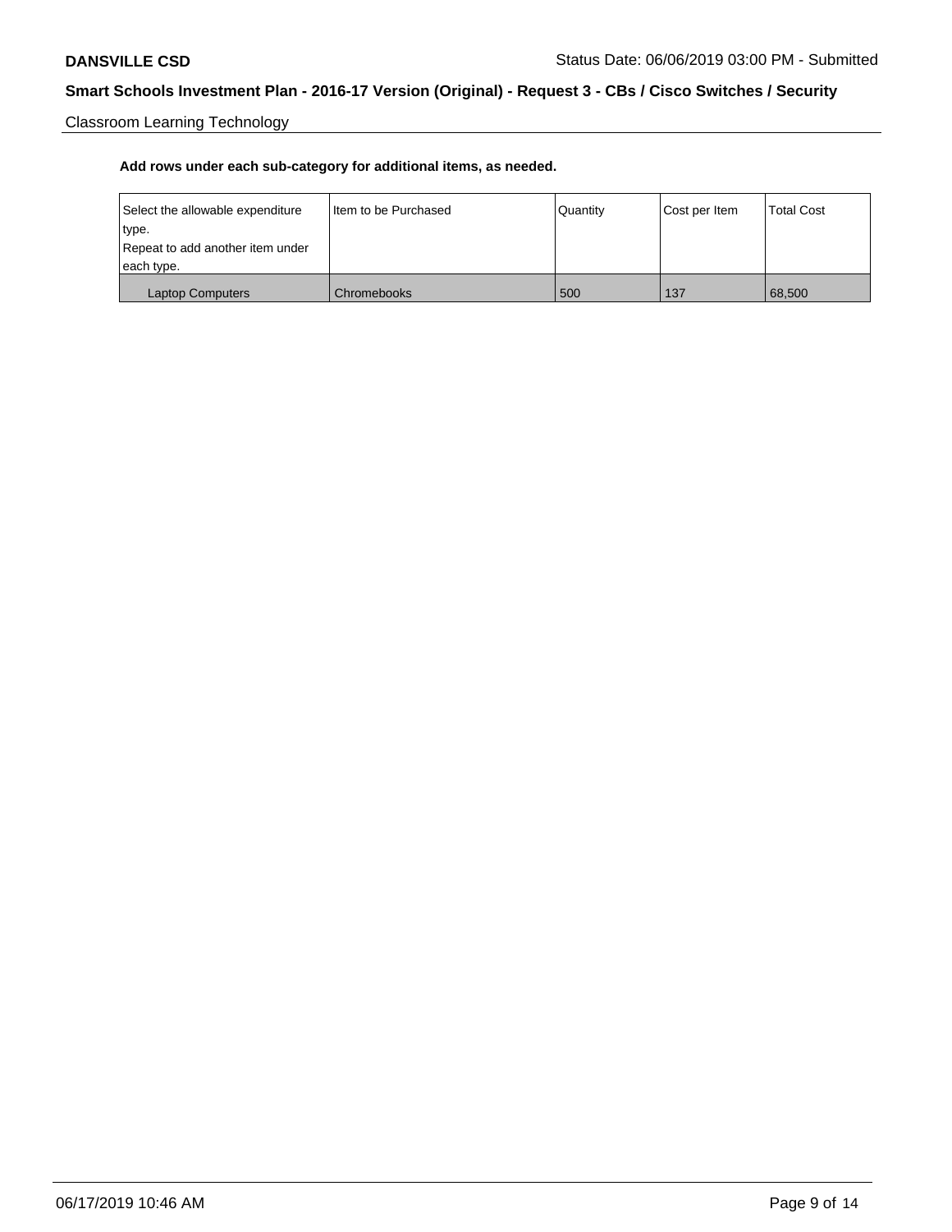Classroom Learning Technology

**Add rows under each sub-category for additional items, as needed.**

| Select the allowable expenditure type.<br>Repeat to add another item under each type. | Item to be Purchased | Quantity | Cost per Item | Total Cost |
|---|---|---|---|---|
| Laptop Computers | Chromebooks | 500 | 137 | 68,500 |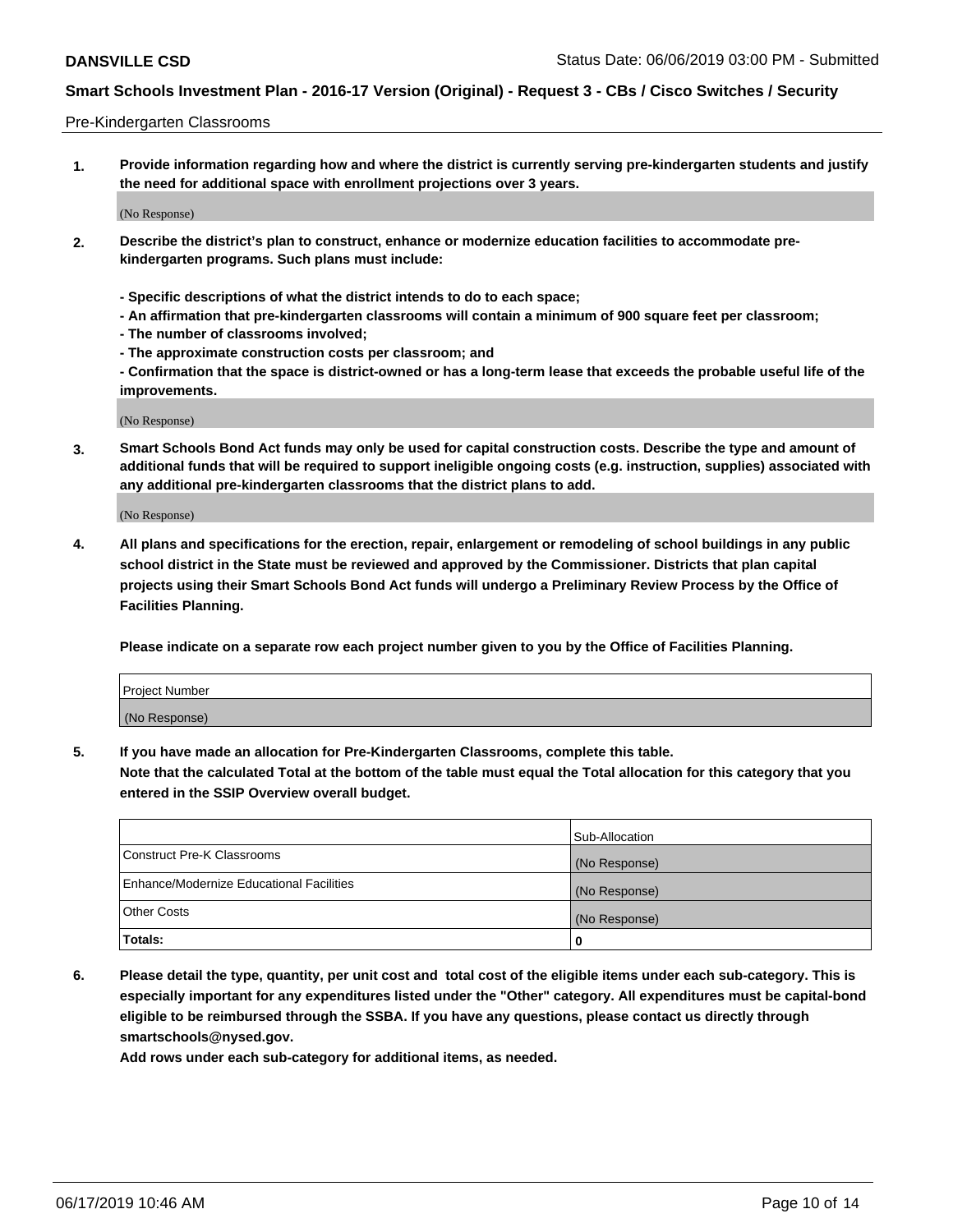Pre-Kindergarten Classrooms

1. **Provide information regarding how and where the district is currently serving pre-kindergarten students and justify the need for additional space with enrollment projections over 3 years.**

(No Response)

2. **Describe the district's plan to construct, enhance or modernize education facilities to accommodate pre-kindergarten programs. Such plans must include:**

   **- Specific descriptions of what the district intends to do to each space;**
   **- An affirmation that pre-kindergarten classrooms will contain a minimum of 900 square feet per classroom;**
   **- The number of classrooms involved;**
   **- The approximate construction costs per classroom; and**
   **- Confirmation that the space is district-owned or has a long-term lease that exceeds the probable useful life of the improvements.**

(No Response)

3. **Smart Schools Bond Act funds may only be used for capital construction costs. Describe the type and amount of additional funds that will be required to support ineligible ongoing costs (e.g. instruction, supplies) associated with any additional pre-kindergarten classrooms that the district plans to add.**

(No Response)

4. **All plans and specifications for the erection, repair, enlargement or remodeling of school buildings in any public school district in the State must be reviewed and approved by the Commissioner. Districts that plan capital projects using their Smart Schools Bond Act funds will undergo a Preliminary Review Process by the Office of Facilities Planning.**

   **Please indicate on a separate row each project number given to you by the Office of Facilities Planning.**

| Project Number |
|---|
| (No Response) |

5. **If you have made an allocation for Pre-Kindergarten Classrooms, complete this table.**
   **Note that the calculated Total at the bottom of the table must equal the Total allocation for this category that you entered in the SSIP Overview overall budget.**

| | Sub-Allocation |
|---|---|
| Construct Pre-K Classrooms | (No Response) |
| Enhance/Modernize Educational Facilities | (No Response) |
| Other Costs | (No Response) |
| **Totals:** | **0** |

6. **Please detail the type, quantity, per unit cost and total cost of the eligible items under each sub-category. This is especially important for any expenditures listed under the "Other" category. All expenditures must be capital-bond eligible to be reimbursed through the SSBA. If you have any questions, please contact us directly through smartschools@nysed.gov.**
   **Add rows under each sub-category for additional items, as needed.**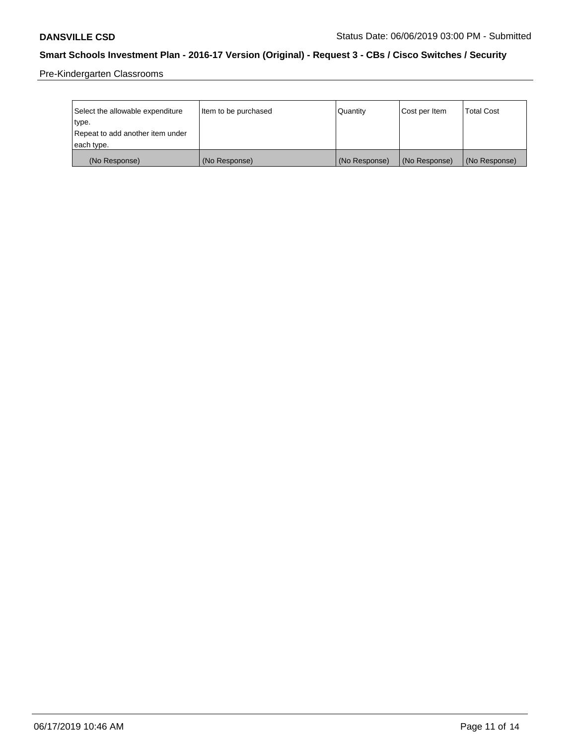Pre-Kindergarten Classrooms

| Select the allowable expenditure type. Repeat to add another item under each type. | Item to be purchased | Quantity | Cost per Item | Total Cost |
|---|---|---|---|---|
| (No Response) | (No Response) | (No Response) | (No Response) | (No Response) |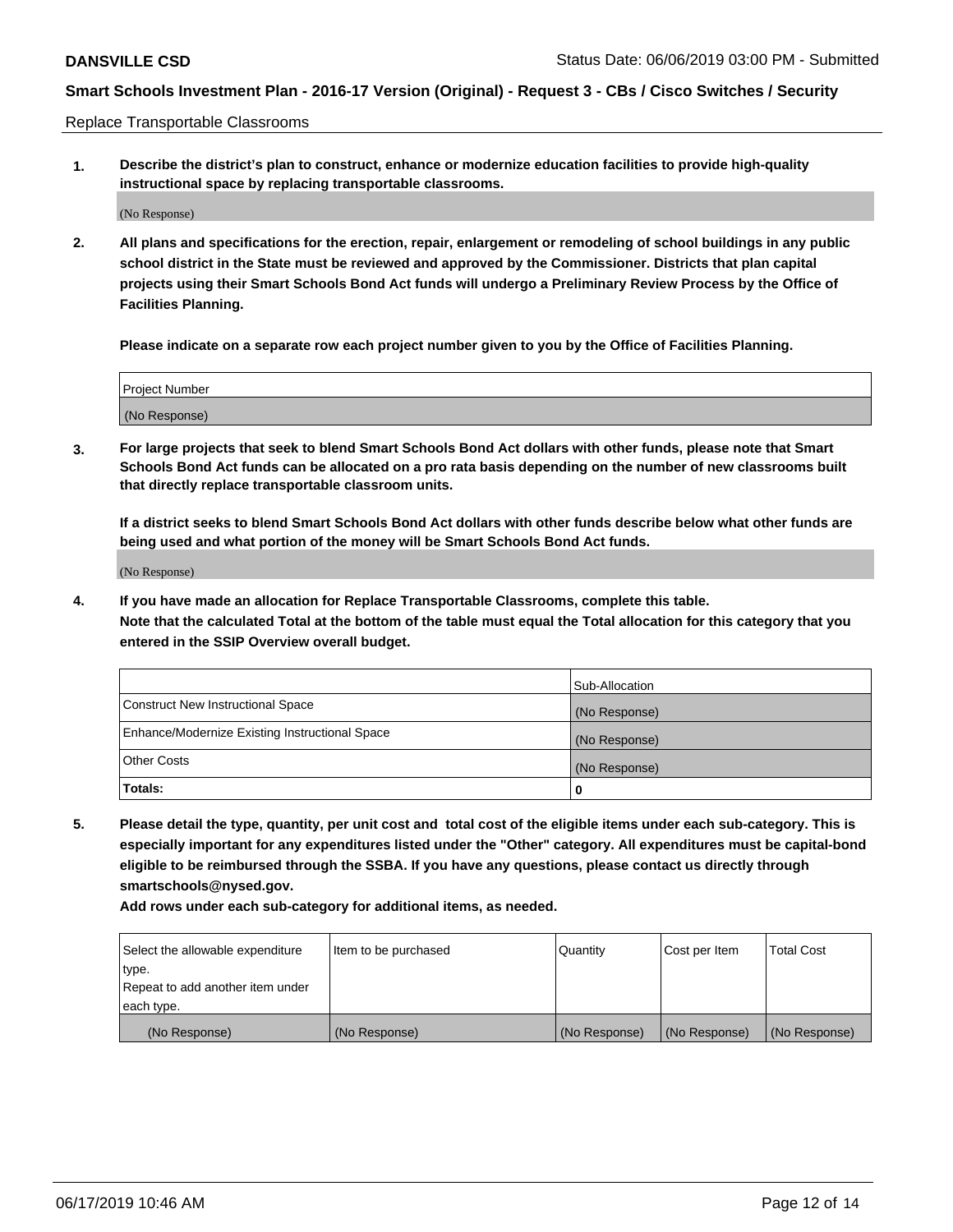Replace Transportable Classrooms

**1. Describe the district's plan to construct, enhance or modernize education facilities to provide high-quality instructional space by replacing transportable classrooms.**

(No Response)

**2. All plans and specifications for the erection, repair, enlargement or remodeling of school buildings in any public school district in the State must be reviewed and approved by the Commissioner. Districts that plan capital projects using their Smart Schools Bond Act funds will undergo a Preliminary Review Process by the Office of Facilities Planning.**

**Please indicate on a separate row each project number given to you by the Office of Facilities Planning.**

| Project Number |
|---|
| (No Response) |

**3. For large projects that seek to blend Smart Schools Bond Act dollars with other funds, please note that Smart Schools Bond Act funds can be allocated on a pro rata basis depending on the number of new classrooms built that directly replace transportable classroom units.**

**If a district seeks to blend Smart Schools Bond Act dollars with other funds describe below what other funds are being used and what portion of the money will be Smart Schools Bond Act funds.**

(No Response)

**4. If you have made an allocation for Replace Transportable Classrooms, complete this table. Note that the calculated Total at the bottom of the table must equal the Total allocation for this category that you entered in the SSIP Overview overall budget.**

| | Sub-Allocation |
|---|---|
| Construct New Instructional Space | (No Response) |
| Enhance/Modernize Existing Instructional Space | (No Response) |
| Other Costs | (No Response) |
| **Totals:** | **0** |

**5. Please detail the type, quantity, per unit cost and total cost of the eligible items under each sub-category. This is especially important for any expenditures listed under the "Other" category. All expenditures must be capital-bond eligible to be reimbursed through the SSBA. If you have any questions, please contact us directly through smartschools@nysed.gov.**

**Add rows under each sub-category for additional items, as needed.**

| Select the allowable expenditure type. Repeat to add another item under each type. | Item to be purchased | Quantity | Cost per Item | Total Cost |
|---|---|---|---|---|
| (No Response) | (No Response) | (No Response) | (No Response) | (No Response) |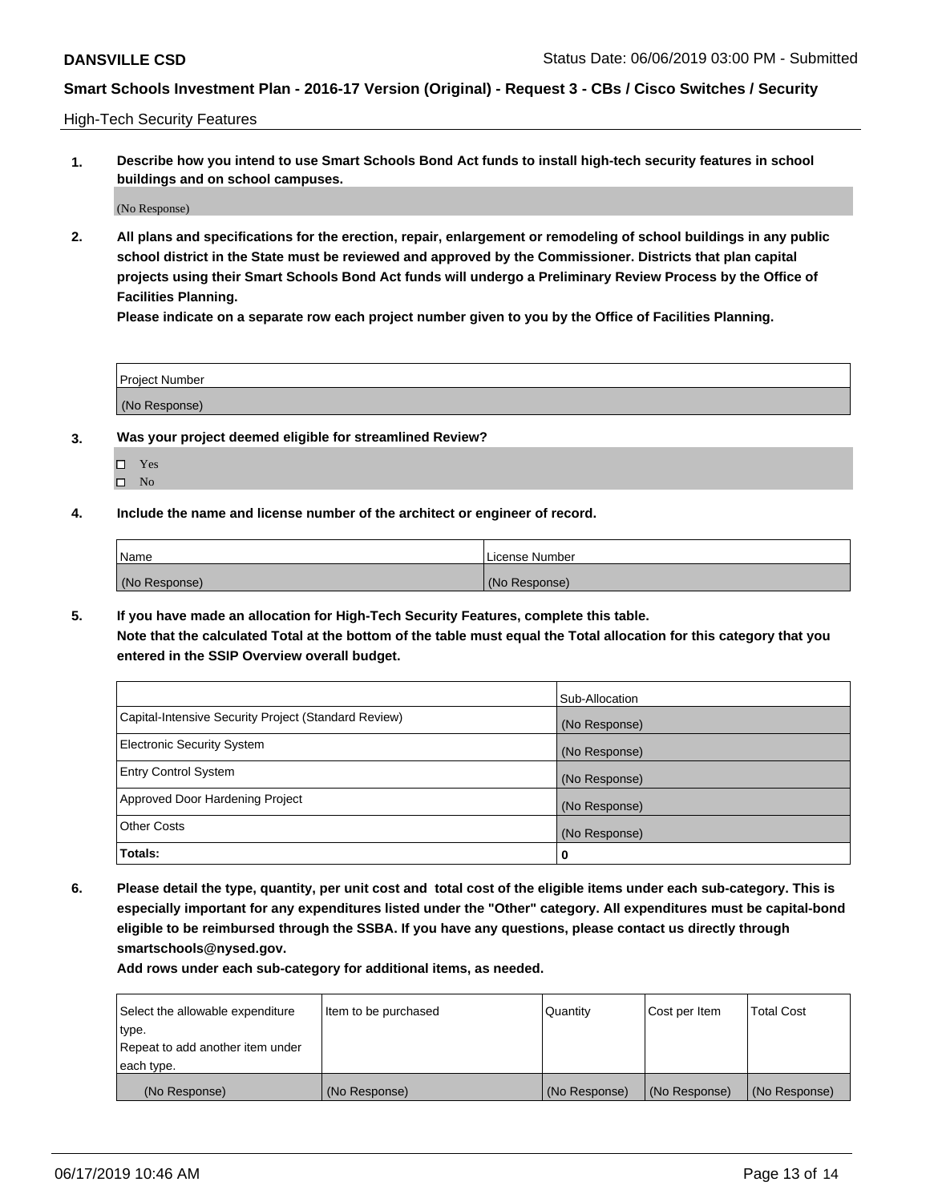High-Tech Security Features

**1. Describe how you intend to use Smart Schools Bond Act funds to install high-tech security features in school buildings and on school campuses.**

(No Response)

**2. All plans and specifications for the erection, repair, enlargement or remodeling of school buildings in any public school district in the State must be reviewed and approved by the Commissioner. Districts that plan capital projects using their Smart Schools Bond Act funds will undergo a Preliminary Review Process by the Office of Facilities Planning.**

**Please indicate on a separate row each project number given to you by the Office of Facilities Planning.**

| Project Number |
|---|
| (No Response) |

**3. Was your project deemed eligible for streamlined Review?**

- ☐ Yes
- ☐ No

**4. Include the name and license number of the architect or engineer of record.**

| Name | License Number |
|---|---|
| (No Response) | (No Response) |

**5. If you have made an allocation for High-Tech Security Features, complete this table.**
**Note that the calculated Total at the bottom of the table must equal the Total allocation for this category that you entered in the SSIP Overview overall budget.**

| | Sub-Allocation |
|---|---|
| Capital-Intensive Security Project (Standard Review) | (No Response) |
| Electronic Security System | (No Response) |
| Entry Control System | (No Response) |
| Approved Door Hardening Project | (No Response) |
| Other Costs | (No Response) |
| **Totals:** | 0 |

**6. Please detail the type, quantity, per unit cost and total cost of the eligible items under each sub-category. This is especially important for any expenditures listed under the "Other" category. All expenditures must be capital-bond eligible to be reimbursed through the SSBA. If you have any questions, please contact us directly through smartschools@nysed.gov.**

**Add rows under each sub-category for additional items, as needed.**

| Select the allowable expenditure type. Repeat to add another item under each type. | Item to be purchased | Quantity | Cost per Item | Total Cost |
|---|---|---|---|---|
| (No Response) | (No Response) | (No Response) | (No Response) | (No Response) |